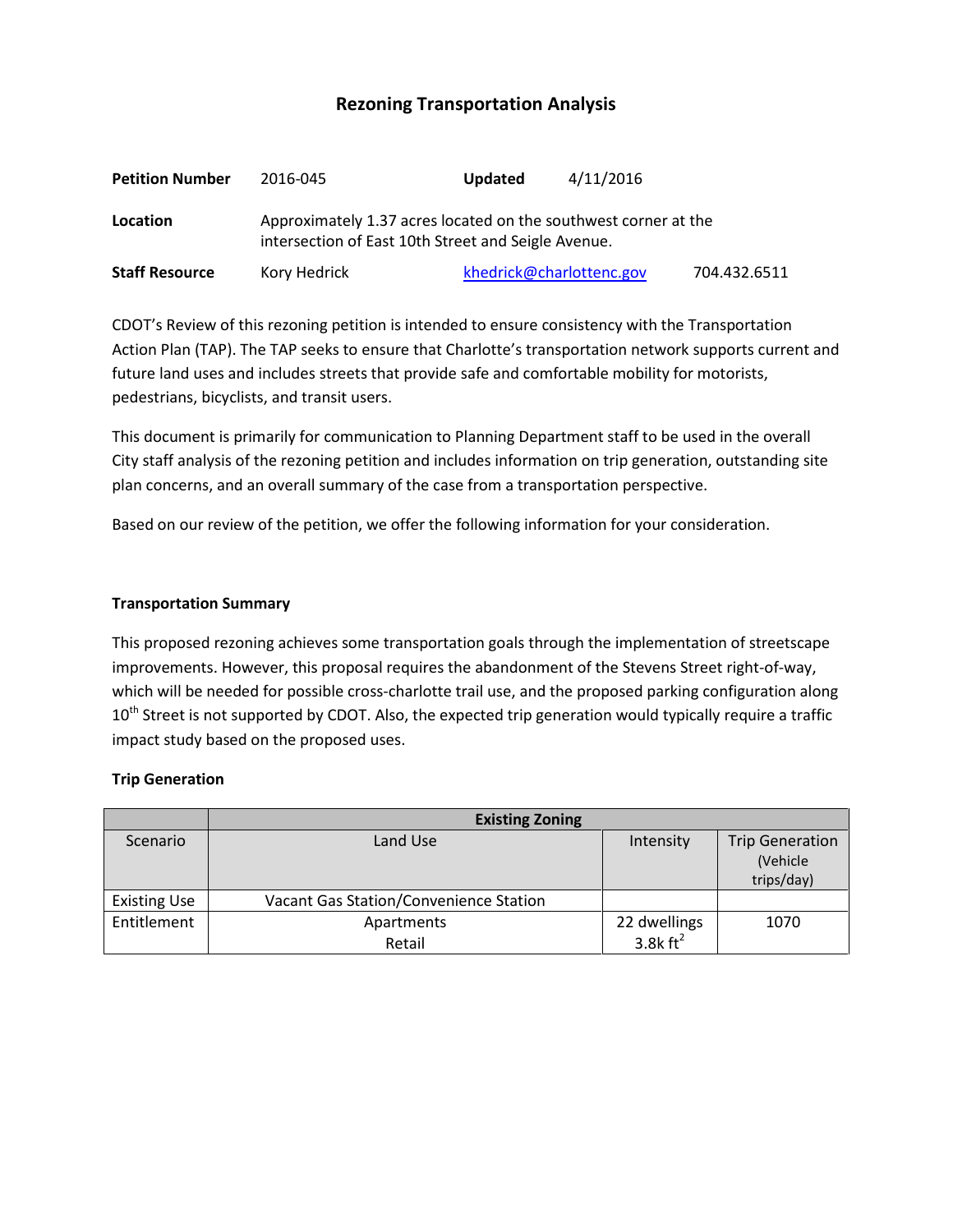# Rezoning Transportation Analysis

| | | | |
|---|---|---|---|
| **Petition Number** | 2016-045 | **Updated** | 4/11/2016 |
| **Location** | Approximately 1.37 acres located on the southwest corner at the intersection of East 10th Street and Seigle Avenue. | | |
| **Staff Resource** | Kory Hedrick | khedrick@charlottenc.gov | 704.432.6511 |

CDOT's Review of this rezoning petition is intended to ensure consistency with the Transportation Action Plan (TAP). The TAP seeks to ensure that Charlotte's transportation network supports current and future land uses and includes streets that provide safe and comfortable mobility for motorists, pedestrians, bicyclists, and transit users.

This document is primarily for communication to Planning Department staff to be used in the overall City staff analysis of the rezoning petition and includes information on trip generation, outstanding site plan concerns, and an overall summary of the case from a transportation perspective.

Based on our review of the petition, we offer the following information for your consideration.

### Transportation Summary

This proposed rezoning achieves some transportation goals through the implementation of streetscape improvements. However, this proposal requires the abandonment of the Stevens Street right-of-way, which will be needed for possible cross-charlotte trail use, and the proposed parking configuration along 10th Street is not supported by CDOT. Also, the expected trip generation would typically require a traffic impact study based on the proposed uses.

### Trip Generation

| | Existing Zoning | | |
|---|---|---|---|
| Scenario | Land Use | Intensity | Trip Generation (Vehicle trips/day) |
| Existing Use | Vacant Gas Station/Convenience Station | | |
| Entitlement | Apartments<br>Retail | 22 dwellings<br>3.8k $ft^2$ | 1070 |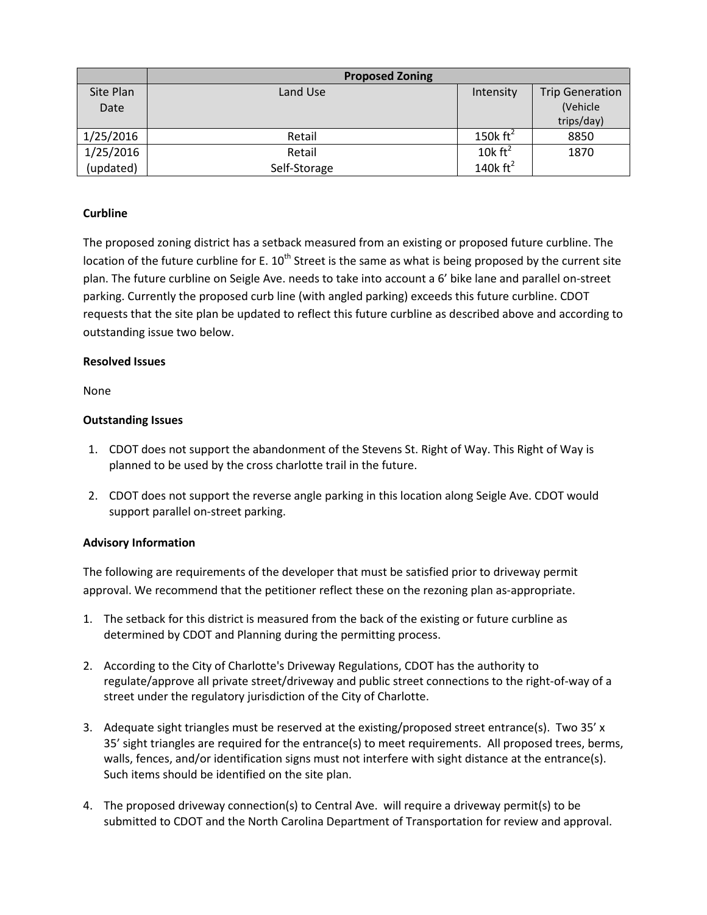| | Proposed Zoning | | |
|---|---|---|---|
| Site Plan Date | Land Use | Intensity | Trip Generation (Vehicle trips/day) |
| 1/25/2016 | Retail | 150k $ft^2$ | 8850 |
| 1/25/2016 (updated) | Retail<br>Self-Storage | 10k $ft^2$<br>140k $ft^2$ | 1870 |

**Curbline**

The proposed zoning district has a setback measured from an existing or proposed future curbline. The location of the future curbline for E. 10th Street is the same as what is being proposed by the current site plan. The future curbline on Seigle Ave. needs to take into account a 6' bike lane and parallel on-street parking. Currently the proposed curb line (with angled parking) exceeds this future curbline. CDOT requests that the site plan be updated to reflect this future curbline as described above and according to outstanding issue two below.

**Resolved Issues**

None

**Outstanding Issues**

1. CDOT does not support the abandonment of the Stevens St. Right of Way. This Right of Way is planned to be used by the cross charlotte trail in the future.
2. CDOT does not support the reverse angle parking in this location along Seigle Ave. CDOT would support parallel on-street parking.

**Advisory Information**

The following are requirements of the developer that must be satisfied prior to driveway permit approval. We recommend that the petitioner reflect these on the rezoning plan as-appropriate.

1. The setback for this district is measured from the back of the existing or future curbline as determined by CDOT and Planning during the permitting process.
2. According to the City of Charlotte's Driveway Regulations, CDOT has the authority to regulate/approve all private street/driveway and public street connections to the right-of-way of a street under the regulatory jurisdiction of the City of Charlotte.
3. Adequate sight triangles must be reserved at the existing/proposed street entrance(s). Two 35' x 35' sight triangles are required for the entrance(s) to meet requirements. All proposed trees, berms, walls, fences, and/or identification signs must not interfere with sight distance at the entrance(s). Such items should be identified on the site plan.
4. The proposed driveway connection(s) to Central Ave. will require a driveway permit(s) to be submitted to CDOT and the North Carolina Department of Transportation for review and approval.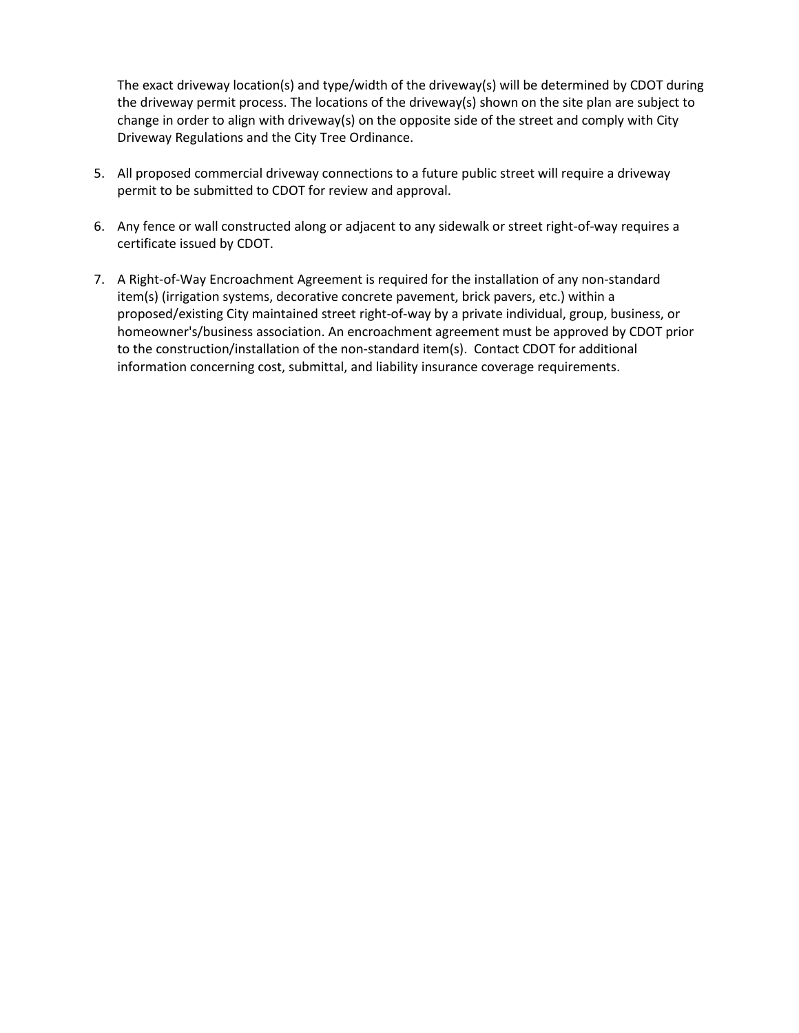The exact driveway location(s) and type/width of the driveway(s) will be determined by CDOT during the driveway permit process. The locations of the driveway(s) shown on the site plan are subject to change in order to align with driveway(s) on the opposite side of the street and comply with City Driveway Regulations and the City Tree Ordinance.

5. All proposed commercial driveway connections to a future public street will require a driveway permit to be submitted to CDOT for review and approval.

6. Any fence or wall constructed along or adjacent to any sidewalk or street right-of-way requires a certificate issued by CDOT.

7. A Right-of-Way Encroachment Agreement is required for the installation of any non-standard item(s) (irrigation systems, decorative concrete pavement, brick pavers, etc.) within a proposed/existing City maintained street right-of-way by a private individual, group, business, or homeowner's/business association. An encroachment agreement must be approved by CDOT prior to the construction/installation of the non-standard item(s). Contact CDOT for additional information concerning cost, submittal, and liability insurance coverage requirements.